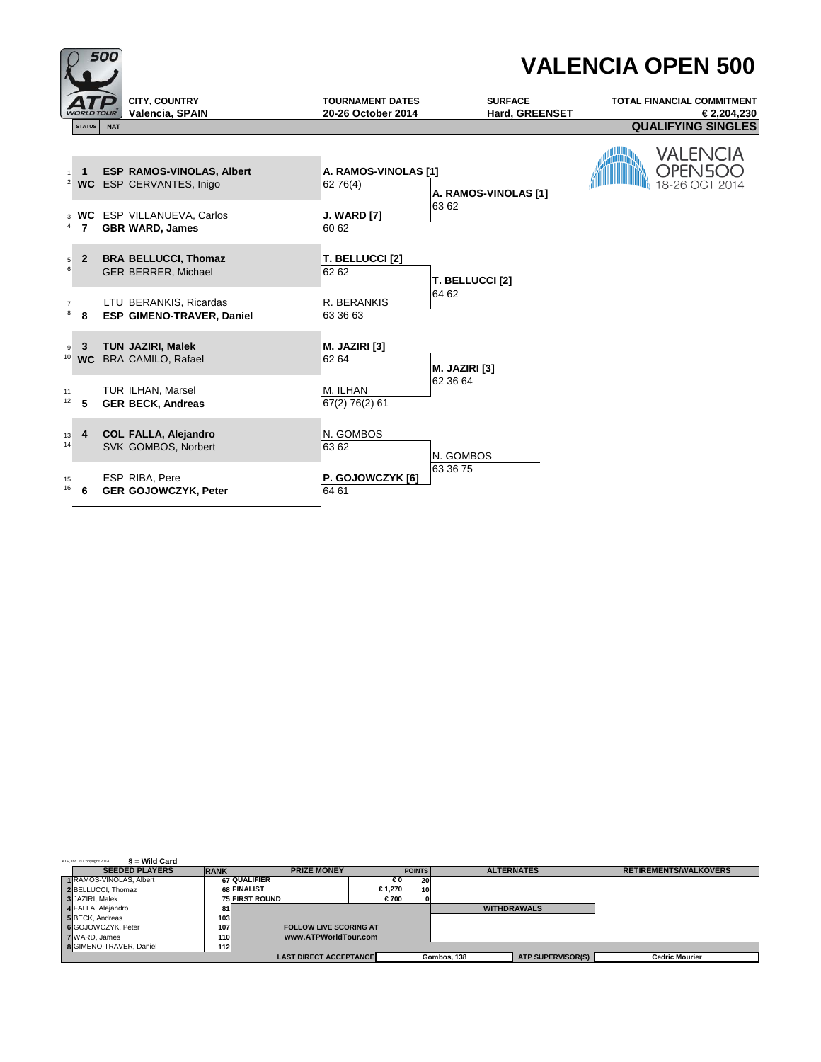# VALENCIA OPEN 500

| CITY, COUNTRY | TOURNAMENT DATES | SURFACE | TOTAL FINANCIAL COMMITMENT |
|---|---|---|---|
| Valencia, SPAIN | 20-26 October 2014 | Hard, GREENSET | € 2,204,230 |

## QUALIFYING SINGLES

VALENCIA OPEN500 18-26 OCT 2014

| # | STATUS | NAT | Player | Round 1 | Qualifying Final |
|---|---|---|---|---|---|
| 1 | 1 | ESP | **RAMOS-VINOLAS, Albert** | **A. RAMOS-VINOLAS [1]** 62 76(4) | **A. RAMOS-VINOLAS [1]** 63 62 |
| 2 | WC | ESP | CERVANTES, Inigo | | |
| 3 | WC | ESP | VILLANUEVA, Carlos | **J. WARD [7]** 60 62 | |
| 4 | 7 | GBR | **WARD, James** | | |
| 5 | 2 | BRA | **BELLUCCI, Thomaz** | **T. BELLUCCI [2]** 62 62 | **T. BELLUCCI [2]** 64 62 |
| 6 | | GER | BERRER, Michael | | |
| 7 | | LTU | BERANKIS, Ricardas | R. BERANKIS 63 36 63 | |
| 8 | 8 | ESP | **GIMENO-TRAVER, Daniel** | | |
| 9 | 3 | TUN | **JAZIRI, Malek** | **M. JAZIRI [3]** 62 64 | **M. JAZIRI [3]** 62 36 64 |
| 10 | WC | BRA | CAMILO, Rafael | | |
| 11 | | TUR | ILHAN, Marsel | M. ILHAN 67(2) 76(2) 61 | |
| 12 | 5 | GER | **BECK, Andreas** | | |
| 13 | 4 | COL | **FALLA, Alejandro** | N. GOMBOS 63 62 | N. GOMBOS 63 36 75 |
| 14 | | SVK | GOMBOS, Norbert | | |
| 15 | | ESP | RIBA, Pere | **P. GOJOWCZYK [6]** 64 61 | |
| 16 | 6 | GER | **GOJOWCZYK, Peter** | | |

ATP, Inc. © Copyright 2014

§ = Wild Card

| SEEDED PLAYERS | RANK |
|---|---|
| 1 RAMOS-VINOLAS, Albert | 67 |
| 2 BELLUCCI, Thomaz | 68 |
| 3 JAZIRI, Malek | 75 |
| 4 FALLA, Alejandro | 81 |
| 5 BECK, Andreas | 103 |
| 6 GOJOWCZYK, Peter | 107 |
| 7 WARD, James | 110 |
| 8 GIMENO-TRAVER, Daniel | 112 |

| PRIZE MONEY | | POINTS |
|---|---|---|
| QUALIFIER | € 0 | 20 |
| FINALIST | € 1,270 | 10 |
| FIRST ROUND | € 700 | 0 |

FOLLOW LIVE SCORING AT www.ATPWorldTour.com

ALTERNATES

WITHDRAWALS

RETIREMENTS/WALKOVERS

| LAST DIRECT ACCEPTANCE | Gombos, 138 | ATP SUPERVISOR(S) | Cedric Mourier |
|---|---|---|---|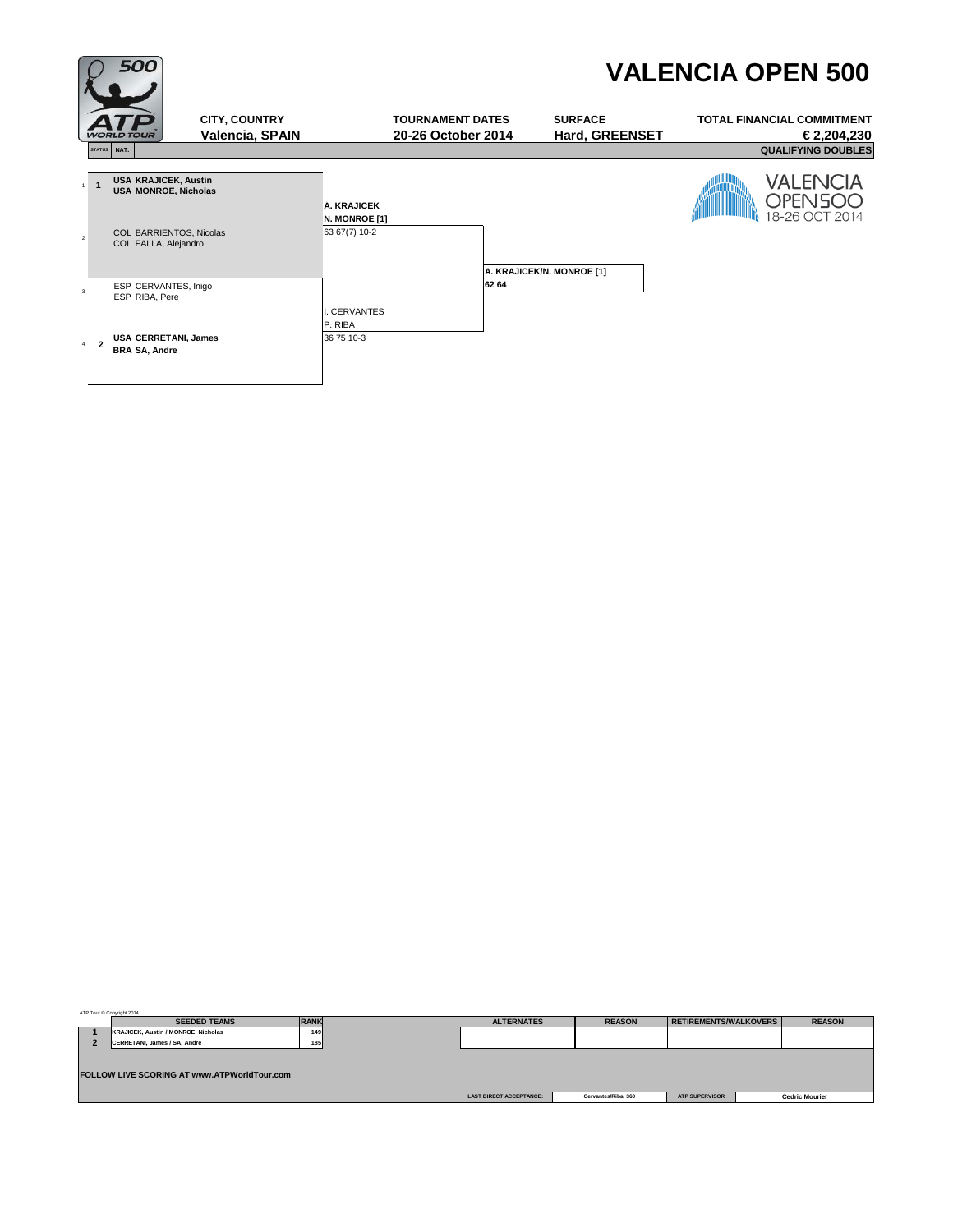# VALENCIA OPEN 500

| CITY, COUNTRY | TOURNAMENT DATES | SURFACE | TOTAL FINANCIAL COMMITMENT |
|---|---|---|---|
| Valencia, SPAIN | 20-26 October 2014 | Hard, GREENSET | € 2,204,230 |

**QUALIFYING DOUBLES**

VALENCIA OPEN500 18-26 OCT 2014

| | STATUS | NAT. | First Round | Second Round | Qualifiers |
|---|---|---|---|---|---|
| 1 | 1 | USA / USA | **KRAJICEK, Austin / MONROE, Nicholas** | | |
| | | | | A. KRAJICEK / N. MONROE [1] 63 67(7) 10-2 | |
| 2 | | COL / COL | BARRIENTOS, Nicolas / FALLA, Alejandro | | |
| | | | | | A. KRAJICEK/N. MONROE [1] 62 64 |
| 3 | | ESP / ESP | CERVANTES, Inigo / RIBA, Pere | | |
| | | | | I. CERVANTES / P. RIBA 36 75 10-3 | |
| 4 | 2 | USA / BRA | **CERRETANI, James / SA, Andre** | | |

ATP Tour © Copyright 2014

| | SEEDED TEAMS | RANK | ALTERNATES | REASON | RETIREMENTS/WALKOVERS | REASON |
|---|---|---|---|---|---|---|
| 1 | KRAJICEK, Austin / MONROE, Nicholas | 149 | | | | |
| 2 | CERRETANI, James / SA, Andre | 185 | | | | |

FOLLOW LIVE SCORING AT www.ATPWorldTour.com

LAST DIRECT ACCEPTANCE: Cervantes/Riba 360

ATP SUPERVISOR: Cedric Mourier